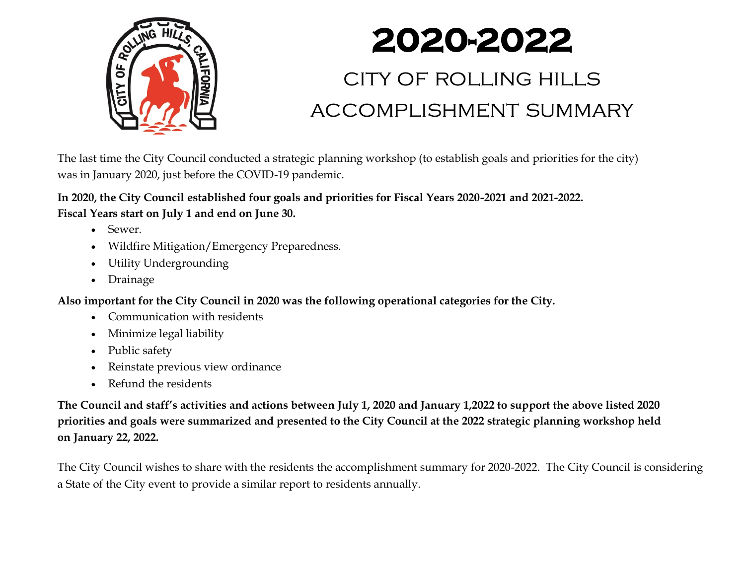# 2020-2022

## CITY OF ROLLING HILLS ACCOMPLISHMENT SUMMARY

The last time the City Council conducted a strategic planning workshop (to establish goals and priorities for the city) was in January 2020, just before the COVID-19 pandemic.

**In 2020, the City Council established four goals and priorities for Fiscal Years 2020-2021 and 2021-2022. Fiscal Years start on July 1 and end on June 30.**

- Sewer.
- Wildfire Mitigation/Emergency Preparedness.
- Utility Undergrounding
- Drainage

**Also important for the City Council in 2020 was the following operational categories for the City.**

- Communication with residents
- Minimize legal liability
- Public safety
- Reinstate previous view ordinance
- Refund the residents

**The Council and staff's activities and actions between July 1, 2020 and January 1,2022 to support the above listed 2020 priorities and goals were summarized and presented to the City Council at the 2022 strategic planning workshop held on January 22, 2022.**

The City Council wishes to share with the residents the accomplishment summary for 2020-2022. The City Council is considering a State of the City event to provide a similar report to residents annually.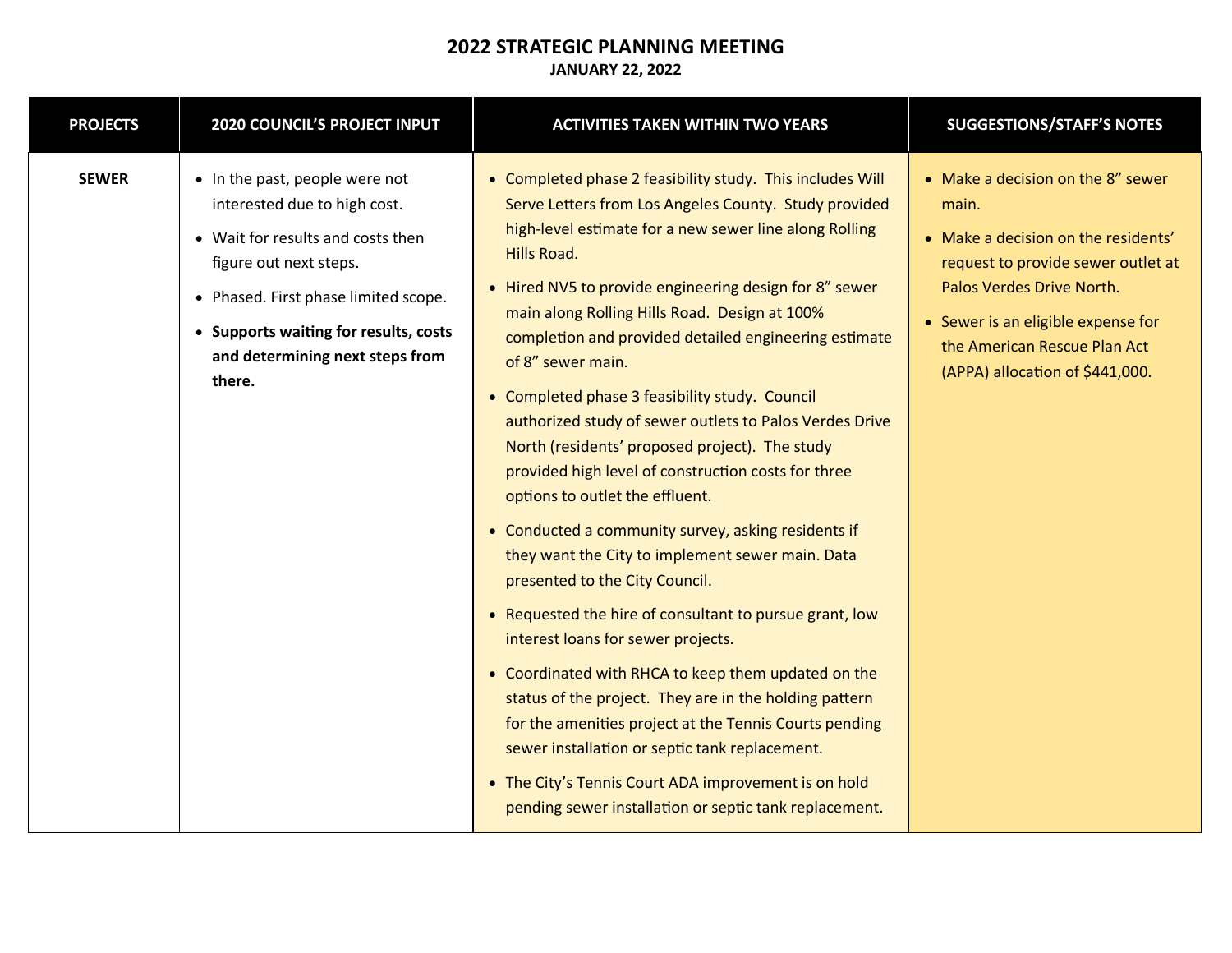# 2022 STRATEGIC PLANNING MEETING

**JANUARY 22, 2022**

| PROJECTS | 2020 COUNCIL'S PROJECT INPUT | ACTIVITIES TAKEN WITHIN TWO YEARS | SUGGESTIONS/STAFF'S NOTES |
|---|---|---|---|
| **SEWER** | • In the past, people were not interested due to high cost.<br>• Wait for results and costs then figure out next steps.<br>• Phased. First phase limited scope.<br>• **Supports waiting for results, costs and determining next steps from there.** | • Completed phase 2 feasibility study. This includes Will Serve Letters from Los Angeles County. Study provided high-level estimate for a new sewer line along Rolling Hills Road.<br>• Hired NV5 to provide engineering design for 8" sewer main along Rolling Hills Road. Design at 100% completion and provided detailed engineering estimate of 8" sewer main.<br>• Completed phase 3 feasibility study. Council authorized study of sewer outlets to Palos Verdes Drive North (residents' proposed project). The study provided high level of construction costs for three options to outlet the effluent.<br>• Conducted a community survey, asking residents if they want the City to implement sewer main. Data presented to the City Council.<br>• Requested the hire of consultant to pursue grant, low interest loans for sewer projects.<br>• Coordinated with RHCA to keep them updated on the status of the project. They are in the holding pattern for the amenities project at the Tennis Courts pending sewer installation or septic tank replacement.<br>• The City's Tennis Court ADA improvement is on hold pending sewer installation or septic tank replacement. | • Make a decision on the 8" sewer main.<br>• Make a decision on the residents' request to provide sewer outlet at Palos Verdes Drive North.<br>• Sewer is an eligible expense for the American Rescue Plan Act (APPA) allocation of $441,000. |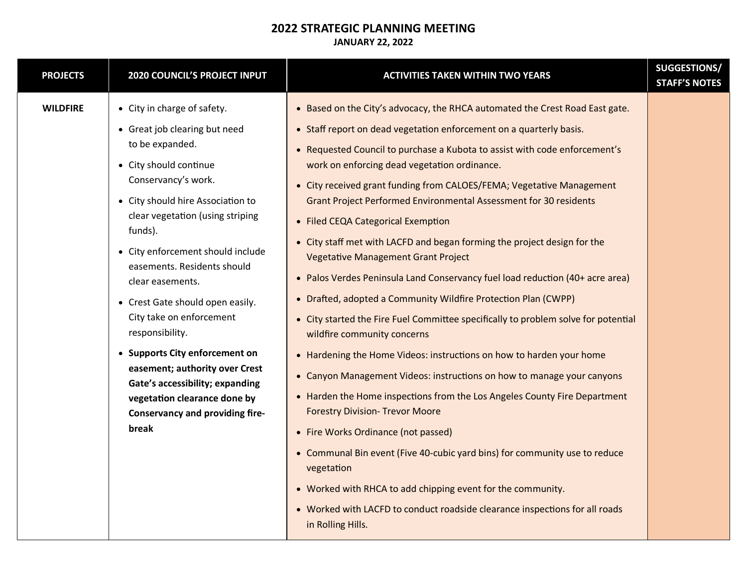# 2022 STRATEGIC PLANNING MEETING

**JANUARY 22, 2022**

| PROJECTS | 2020 COUNCIL'S PROJECT INPUT | ACTIVITIES TAKEN WITHIN TWO YEARS | SUGGESTIONS/ STAFF'S NOTES |
|---|---|---|---|
| **WILDFIRE** | • City in charge of safety.<br>• Great job clearing but need to be expanded.<br>• City should continue Conservancy's work.<br>• City should hire Association to clear vegetation (using striping funds).<br>• City enforcement should include easements. Residents should clear easements.<br>• Crest Gate should open easily. City take on enforcement responsibility.<br>• **Supports City enforcement on easement; authority over Crest Gate's accessibility; expanding vegetation clearance done by Conservancy and providing fire-break** | • Based on the City's advocacy, the RHCA automated the Crest Road East gate.<br>• Staff report on dead vegetation enforcement on a quarterly basis.<br>• Requested Council to purchase a Kubota to assist with code enforcement's work on enforcing dead vegetation ordinance.<br>• City received grant funding from CALOES/FEMA; Vegetative Management Grant Project Performed Environmental Assessment for 30 residents<br>• Filed CEQA Categorical Exemption<br>• City staff met with LACFD and began forming the project design for the Vegetative Management Grant Project<br>• Palos Verdes Peninsula Land Conservancy fuel load reduction (40+ acre area)<br>• Drafted, adopted a Community Wildfire Protection Plan (CWPP)<br>• City started the Fire Fuel Committee specifically to problem solve for potential wildfire community concerns<br>• Hardening the Home Videos: instructions on how to harden your home<br>• Canyon Management Videos: instructions on how to manage your canyons<br>• Harden the Home inspections from the Los Angeles County Fire Department Forestry Division- Trevor Moore<br>• Fire Works Ordinance (not passed)<br>• Communal Bin event (Five 40-cubic yard bins) for community use to reduce vegetation<br>• Worked with RHCA to add chipping event for the community.<br>• Worked with LACFD to conduct roadside clearance inspections for all roads in Rolling Hills. | |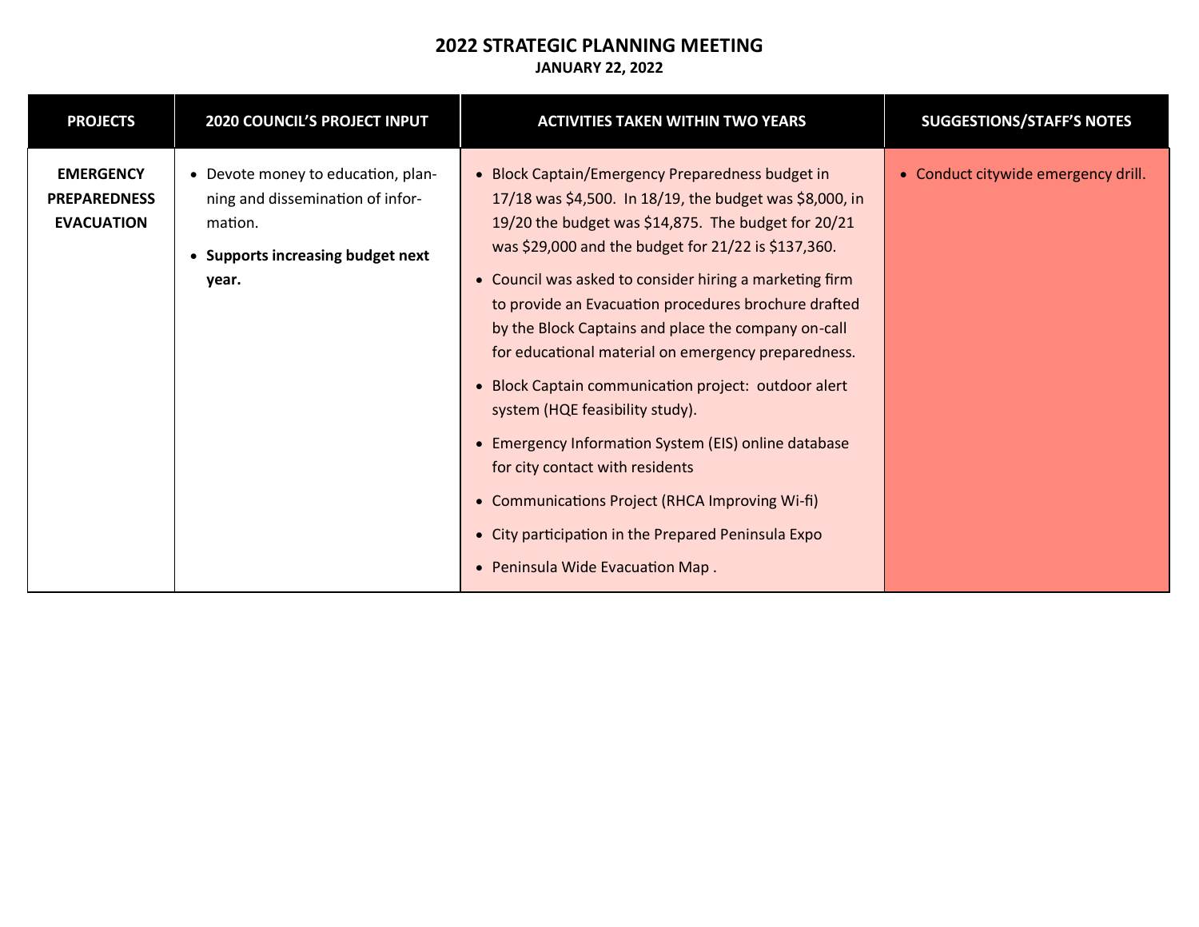# 2022 STRATEGIC PLANNING MEETING

**JANUARY 22, 2022**

| PROJECTS | 2020 COUNCIL'S PROJECT INPUT | ACTIVITIES TAKEN WITHIN TWO YEARS | SUGGESTIONS/STAFF'S NOTES |
|---|---|---|---|
| **EMERGENCY PREPAREDNESS EVACUATION** | • Devote money to education, planning and dissemination of information.<br>• **Supports increasing budget next year.** | • Block Captain/Emergency Preparedness budget in 17/18 was $4,500. In 18/19, the budget was $8,000, in 19/20 the budget was $14,875. The budget for 20/21 was $29,000 and the budget for 21/22 is $137,360.<br>• Council was asked to consider hiring a marketing firm to provide an Evacuation procedures brochure drafted by the Block Captains and place the company on-call for educational material on emergency preparedness.<br>• Block Captain communication project: outdoor alert system (HQE feasibility study).<br>• Emergency Information System (EIS) online database for city contact with residents<br>• Communications Project (RHCA Improving Wi-fi)<br>• City participation in the Prepared Peninsula Expo<br>• Peninsula Wide Evacuation Map . | • Conduct citywide emergency drill. |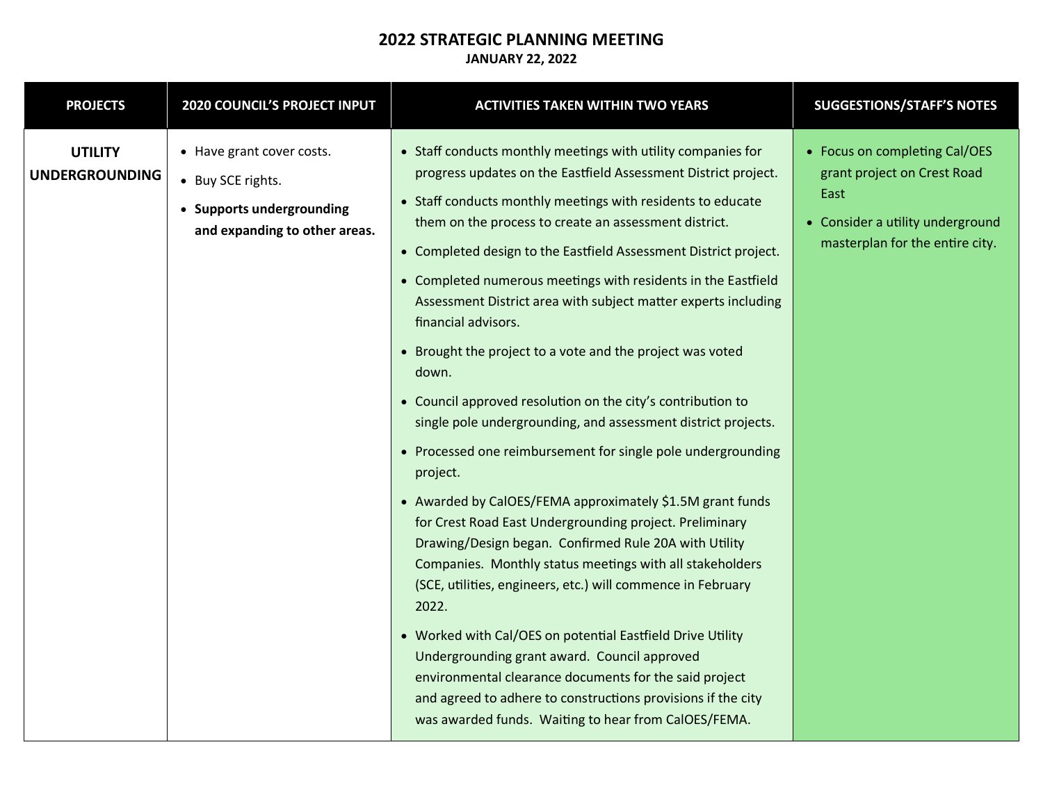# 2022 STRATEGIC PLANNING MEETING

**JANUARY 22, 2022**

| PROJECTS | 2020 COUNCIL'S PROJECT INPUT | ACTIVITIES TAKEN WITHIN TWO YEARS | SUGGESTIONS/STAFF'S NOTES |
|---|---|---|---|
| **UTILITY UNDERGROUNDING** | • Have grant cover costs.<br>• Buy SCE rights.<br>• **Supports undergrounding and expanding to other areas.** | • Staff conducts monthly meetings with utility companies for progress updates on the Eastfield Assessment District project.<br>• Staff conducts monthly meetings with residents to educate them on the process to create an assessment district.<br>• Completed design to the Eastfield Assessment District project.<br>• Completed numerous meetings with residents in the Eastfield Assessment District area with subject matter experts including financial advisors.<br>• Brought the project to a vote and the project was voted down.<br>• Council approved resolution on the city's contribution to single pole undergrounding, and assessment district projects.<br>• Processed one reimbursement for single pole undergrounding project.<br>• Awarded by CalOES/FEMA approximately $1.5M grant funds for Crest Road East Undergrounding project. Preliminary Drawing/Design began. Confirmed Rule 20A with Utility Companies. Monthly status meetings with all stakeholders (SCE, utilities, engineers, etc.) will commence in February 2022.<br>• Worked with Cal/OES on potential Eastfield Drive Utility Undergrounding grant award. Council approved environmental clearance documents for the said project and agreed to adhere to constructions provisions if the city was awarded funds. Waiting to hear from CalOES/FEMA. | • Focus on completing Cal/OES grant project on Crest Road East<br>• Consider a utility underground masterplan for the entire city. |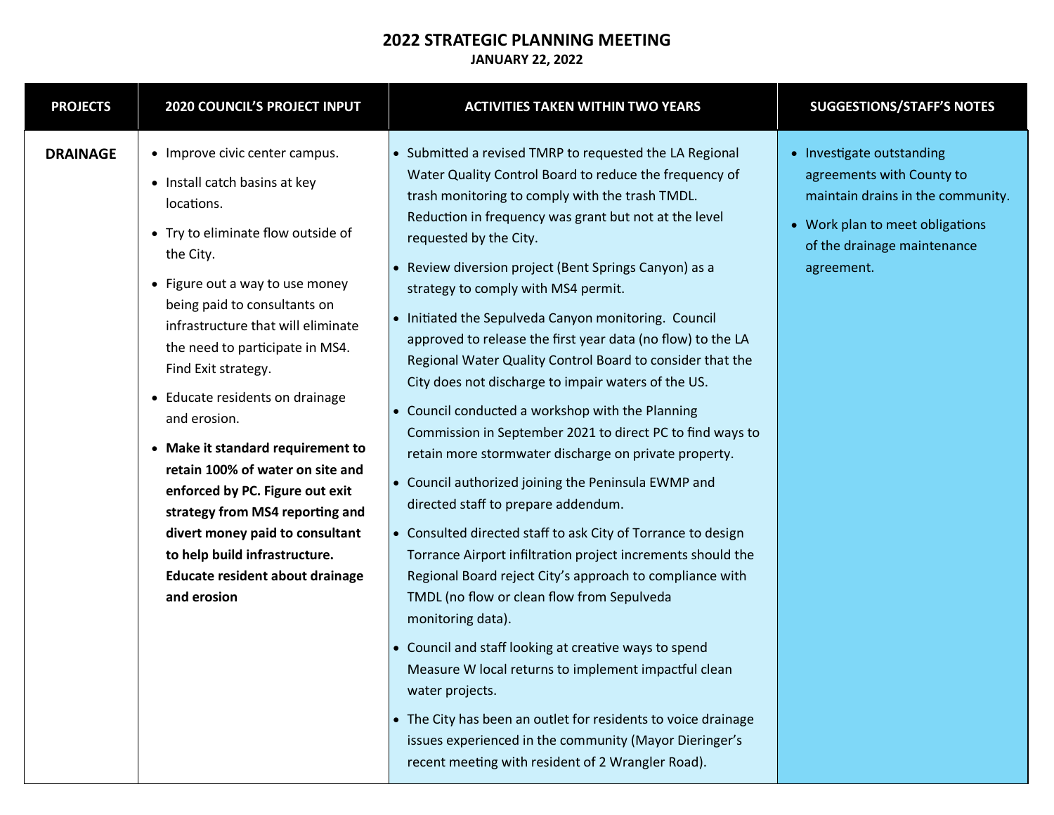# 2022 STRATEGIC PLANNING MEETING

## JANUARY 22, 2022

| PROJECTS | 2020 COUNCIL'S PROJECT INPUT | ACTIVITIES TAKEN WITHIN TWO YEARS | SUGGESTIONS/STAFF'S NOTES |
|---|---|---|---|
| **DRAINAGE** | • Improve civic center campus.<br>• Install catch basins at key locations.<br>• Try to eliminate flow outside of the City.<br>• Figure out a way to use money being paid to consultants on infrastructure that will eliminate the need to participate in MS4. Find Exit strategy.<br>• Educate residents on drainage and erosion.<br>• **Make it standard requirement to retain 100% of water on site and enforced by PC. Figure out exit strategy from MS4 reporting and divert money paid to consultant to help build infrastructure. Educate resident about drainage and erosion** | • Submitted a revised TMRP to requested the LA Regional Water Quality Control Board to reduce the frequency of trash monitoring to comply with the trash TMDL. Reduction in frequency was grant but not at the level requested by the City.<br>• Review diversion project (Bent Springs Canyon) as a strategy to comply with MS4 permit.<br>• Initiated the Sepulveda Canyon monitoring. Council approved to release the first year data (no flow) to the LA Regional Water Quality Control Board to consider that the City does not discharge to impair waters of the US.<br>• Council conducted a workshop with the Planning Commission in September 2021 to direct PC to find ways to retain more stormwater discharge on private property.<br>• Council authorized joining the Peninsula EWMP and directed staff to prepare addendum.<br>• Consulted directed staff to ask City of Torrance to design Torrance Airport infiltration project increments should the Regional Board reject City's approach to compliance with TMDL (no flow or clean flow from Sepulveda monitoring data).<br>• Council and staff looking at creative ways to spend Measure W local returns to implement impactful clean water projects.<br>• The City has been an outlet for residents to voice drainage issues experienced in the community (Mayor Dieringer's recent meeting with resident of 2 Wrangler Road). | • Investigate outstanding agreements with County to maintain drains in the community.<br>• Work plan to meet obligations of the drainage maintenance agreement. |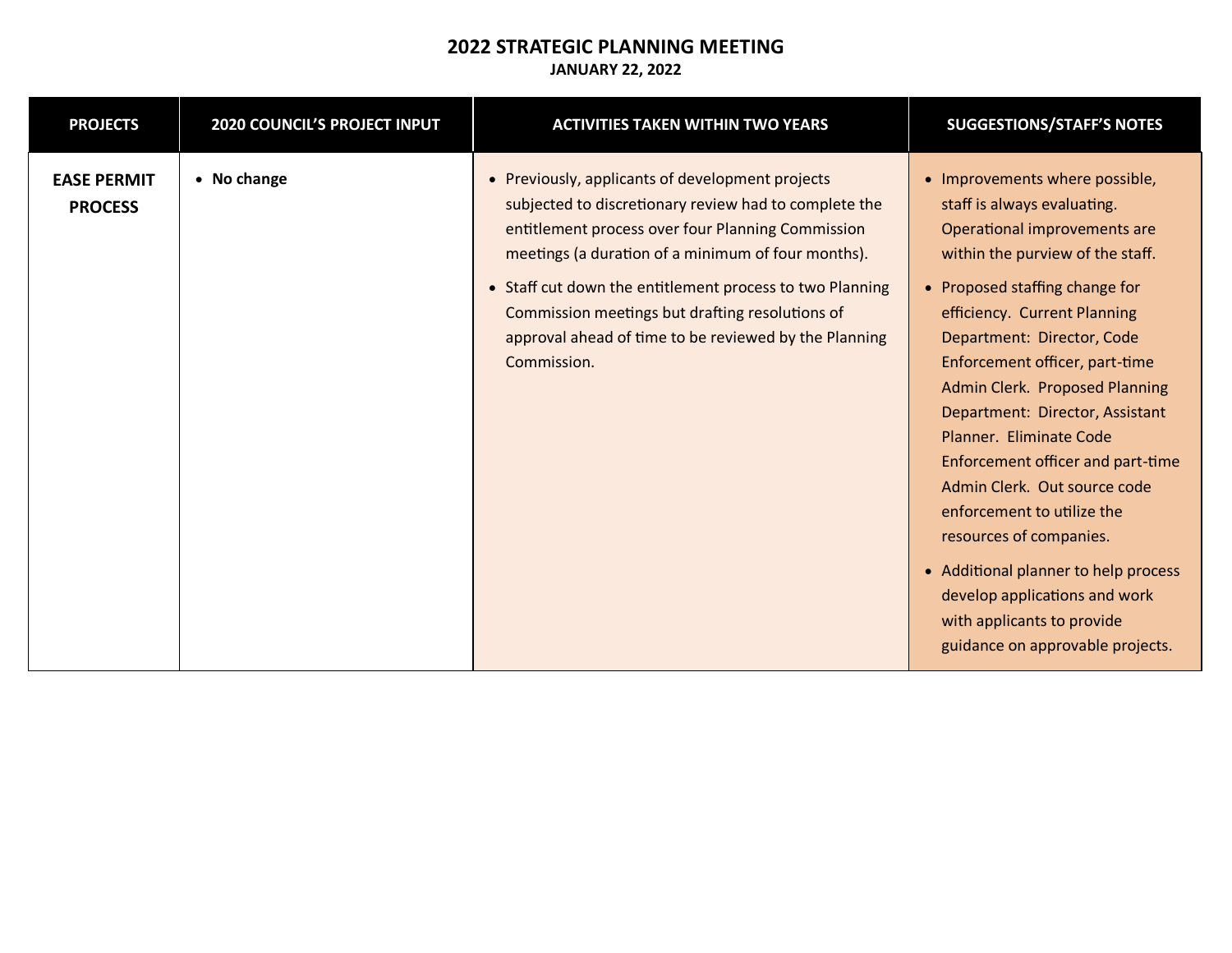# 2022 STRATEGIC PLANNING MEETING

**JANUARY 22, 2022**

| PROJECTS | 2020 COUNCIL'S PROJECT INPUT | ACTIVITIES TAKEN WITHIN TWO YEARS | SUGGESTIONS/STAFF'S NOTES |
|---|---|---|---|
| **EASE PERMIT PROCESS** | • **No change** | • Previously, applicants of development projects subjected to discretionary review had to complete the entitlement process over four Planning Commission meetings (a duration of a minimum of four months).<br>• Staff cut down the entitlement process to two Planning Commission meetings but drafting resolutions of approval ahead of time to be reviewed by the Planning Commission. | • Improvements where possible, staff is always evaluating. Operational improvements are within the purview of the staff.<br>• Proposed staffing change for efficiency. Current Planning Department: Director, Code Enforcement officer, part-time Admin Clerk. Proposed Planning Department: Director, Assistant Planner. Eliminate Code Enforcement officer and part-time Admin Clerk. Out source code enforcement to utilize the resources of companies.<br>• Additional planner to help process develop applications and work with applicants to provide guidance on approvable projects. |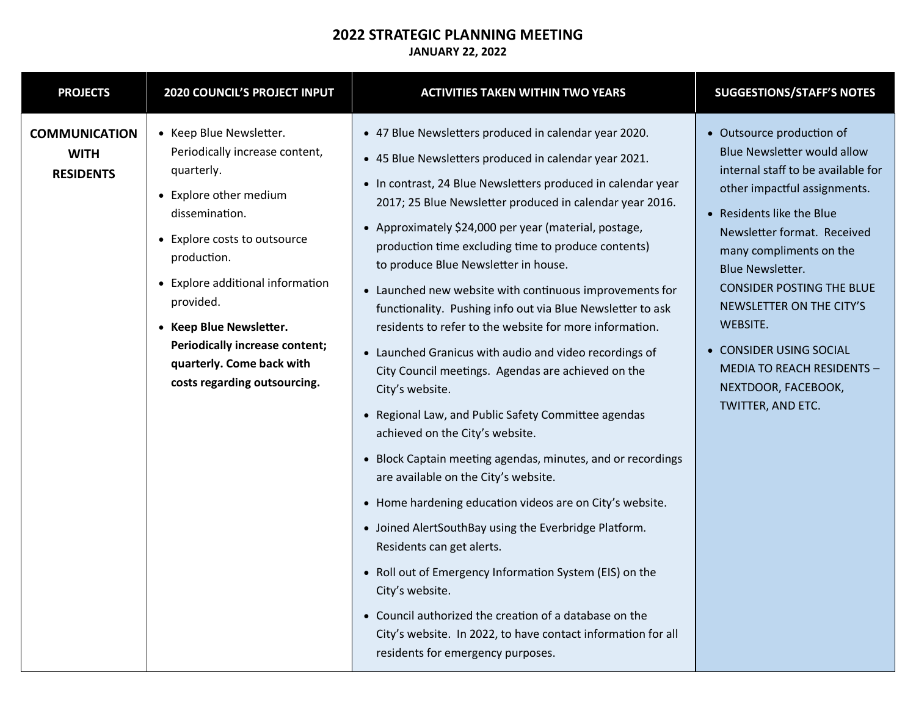# 2022 STRATEGIC PLANNING MEETING

**JANUARY 22, 2022**

| PROJECTS | 2020 COUNCIL'S PROJECT INPUT | ACTIVITIES TAKEN WITHIN TWO YEARS | SUGGESTIONS/STAFF'S NOTES |
|---|---|---|---|
| **COMMUNICATION WITH RESIDENTS** | • Keep Blue Newsletter. Periodically increase content, quarterly.<br>• Explore other medium dissemination.<br>• Explore costs to outsource production.<br>• Explore additional information provided.<br>• **Keep Blue Newsletter. Periodically increase content; quarterly. Come back with costs regarding outsourcing.** | • 47 Blue Newsletters produced in calendar year 2020.<br>• 45 Blue Newsletters produced in calendar year 2021.<br>• In contrast, 24 Blue Newsletters produced in calendar year 2017; 25 Blue Newsletter produced in calendar year 2016.<br>• Approximately $24,000 per year (material, postage, production time excluding time to produce contents) to produce Blue Newsletter in house.<br>• Launched new website with continuous improvements for functionality. Pushing info out via Blue Newsletter to ask residents to refer to the website for more information.<br>• Launched Granicus with audio and video recordings of City Council meetings. Agendas are achieved on the City's website.<br>• Regional Law, and Public Safety Committee agendas achieved on the City's website.<br>• Block Captain meeting agendas, minutes, and or recordings are available on the City's website.<br>• Home hardening education videos are on City's website.<br>• Joined AlertSouthBay using the Everbridge Platform. Residents can get alerts.<br>• Roll out of Emergency Information System (EIS) on the City's website.<br>• Council authorized the creation of a database on the City's website. In 2022, to have contact information for all residents for emergency purposes. | • Outsource production of Blue Newsletter would allow internal staff to be available for other impactful assignments.<br>• Residents like the Blue Newsletter format. Received many compliments on the Blue Newsletter. CONSIDER POSTING THE BLUE NEWSLETTER ON THE CITY'S WEBSITE.<br>• CONSIDER USING SOCIAL MEDIA TO REACH RESIDENTS – NEXTDOOR, FACEBOOK, TWITTER, AND ETC. |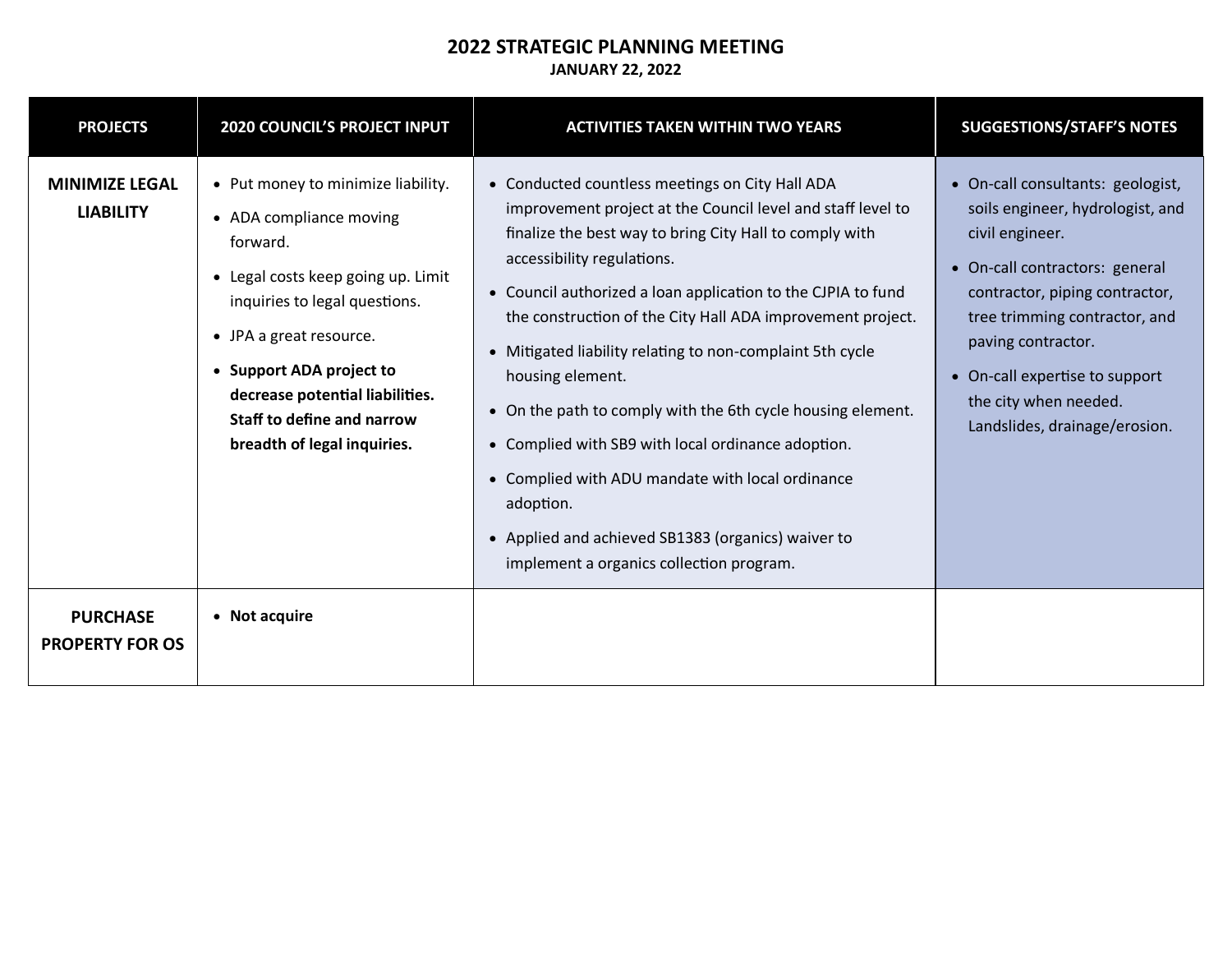# 2022 STRATEGIC PLANNING MEETING

**JANUARY 22, 2022**

| PROJECTS | 2020 COUNCIL'S PROJECT INPUT | ACTIVITIES TAKEN WITHIN TWO YEARS | SUGGESTIONS/STAFF'S NOTES |
|---|---|---|---|
| **MINIMIZE LEGAL LIABILITY** | • Put money to minimize liability.<br>• ADA compliance moving forward.<br>• Legal costs keep going up. Limit inquiries to legal questions.<br>• JPA a great resource.<br>• **Support ADA project to decrease potential liabilities. Staff to define and narrow breadth of legal inquiries.** | • Conducted countless meetings on City Hall ADA improvement project at the Council level and staff level to finalize the best way to bring City Hall to comply with accessibility regulations.<br>• Council authorized a loan application to the CJPIA to fund the construction of the City Hall ADA improvement project.<br>• Mitigated liability relating to non-complaint 5th cycle housing element.<br>• On the path to comply with the 6th cycle housing element.<br>• Complied with SB9 with local ordinance adoption.<br>• Complied with ADU mandate with local ordinance adoption.<br>• Applied and achieved SB1383 (organics) waiver to implement a organics collection program. | • On-call consultants: geologist, soils engineer, hydrologist, and civil engineer.<br>• On-call contractors: general contractor, piping contractor, tree trimming contractor, and paving contractor.<br>• On-call expertise to support the city when needed. Landslides, drainage/erosion. |
| **PURCHASE PROPERTY FOR OS** | • **Not acquire** | | |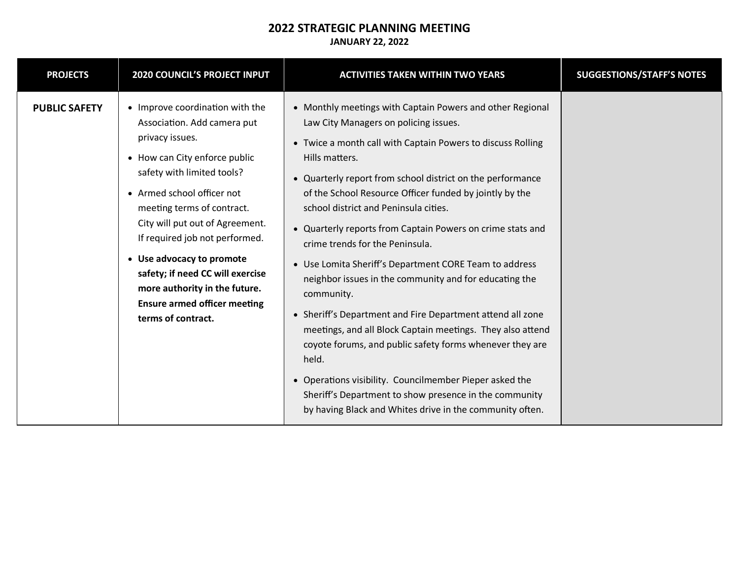# 2022 STRATEGIC PLANNING MEETING

**JANUARY 22, 2022**

| PROJECTS | 2020 COUNCIL'S PROJECT INPUT | ACTIVITIES TAKEN WITHIN TWO YEARS | SUGGESTIONS/STAFF'S NOTES |
|---|---|---|---|
| **PUBLIC SAFETY** | • Improve coordination with the Association. Add camera put privacy issues.<br>• How can City enforce public safety with limited tools?<br>• Armed school officer not meeting terms of contract. City will put out of Agreement. If required job not performed.<br>• **Use advocacy to promote safety; if need CC will exercise more authority in the future. Ensure armed officer meeting terms of contract.** | • Monthly meetings with Captain Powers and other Regional Law City Managers on policing issues.<br>• Twice a month call with Captain Powers to discuss Rolling Hills matters.<br>• Quarterly report from school district on the performance of the School Resource Officer funded by jointly by the school district and Peninsula cities.<br>• Quarterly reports from Captain Powers on crime stats and crime trends for the Peninsula.<br>• Use Lomita Sheriff's Department CORE Team to address neighbor issues in the community and for educating the community.<br>• Sheriff's Department and Fire Department attend all zone meetings, and all Block Captain meetings. They also attend coyote forums, and public safety forms whenever they are held.<br>• Operations visibility. Councilmember Pieper asked the Sheriff's Department to show presence in the community by having Black and Whites drive in the community often. | |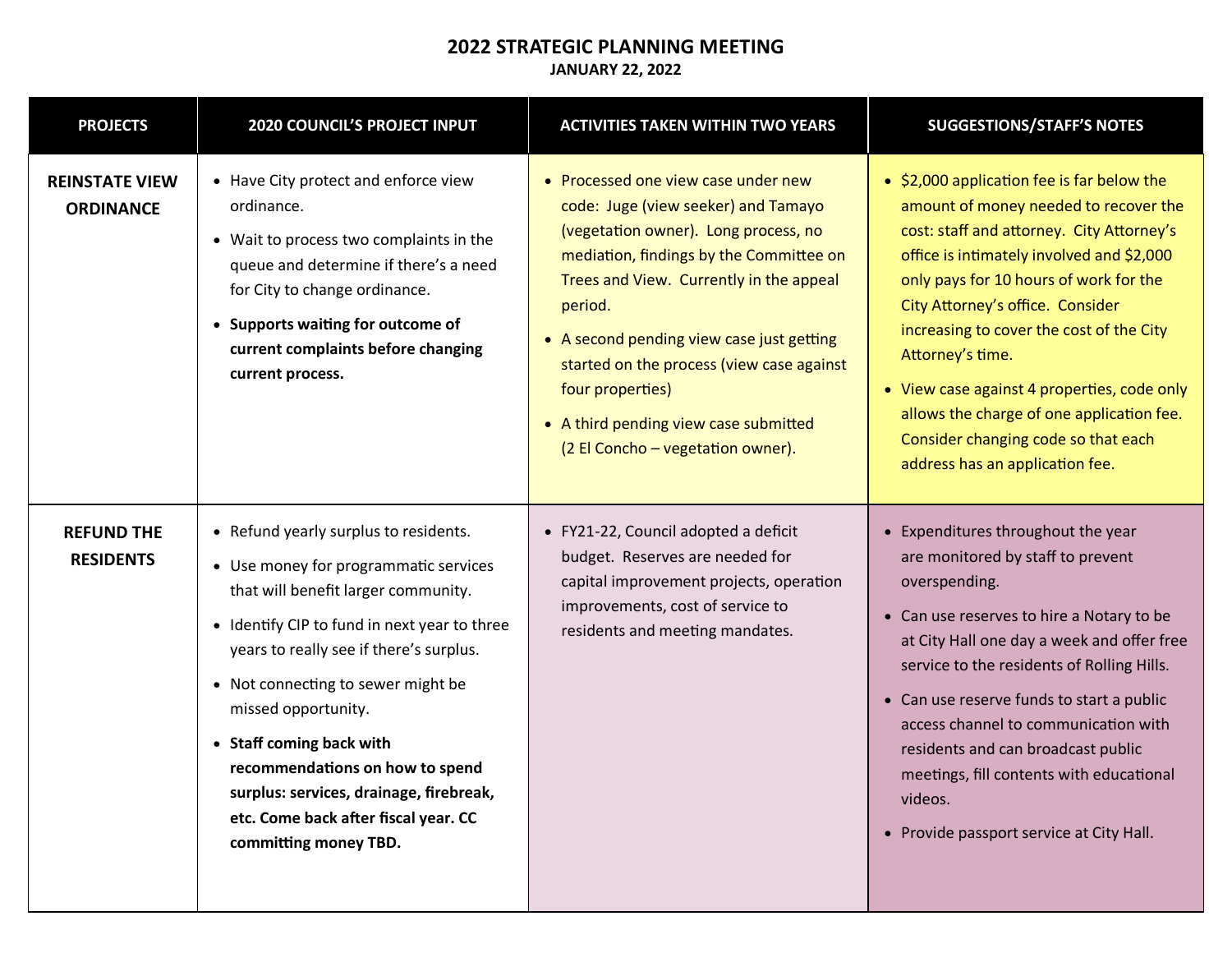# 2022 STRATEGIC PLANNING MEETING

**JANUARY 22, 2022**

| PROJECTS | 2020 COUNCIL'S PROJECT INPUT | ACTIVITIES TAKEN WITHIN TWO YEARS | SUGGESTIONS/STAFF'S NOTES |
|---|---|---|---|
| **REINSTATE VIEW ORDINANCE** | • Have City protect and enforce view ordinance.<br>• Wait to process two complaints in the queue and determine if there's a need for City to change ordinance.<br>• **Supports waiting for outcome of current complaints before changing current process.** | • Processed one view case under new code: Juge (view seeker) and Tamayo (vegetation owner). Long process, no mediation, findings by the Committee on Trees and View. Currently in the appeal period.<br>• A second pending view case just getting started on the process (view case against four properties)<br>• A third pending view case submitted (2 El Concho – vegetation owner). | • $2,000 application fee is far below the amount of money needed to recover the cost: staff and attorney. City Attorney's office is intimately involved and $2,000 only pays for 10 hours of work for the City Attorney's office. Consider increasing to cover the cost of the City Attorney's time.<br>• View case against 4 properties, code only allows the charge of one application fee. Consider changing code so that each address has an application fee. |
| **REFUND THE RESIDENTS** | • Refund yearly surplus to residents.<br>• Use money for programmatic services that will benefit larger community.<br>• Identify CIP to fund in next year to three years to really see if there's surplus.<br>• Not connecting to sewer might be missed opportunity.<br>• **Staff coming back with recommendations on how to spend surplus: services, drainage, firebreak, etc. Come back after fiscal year. CC committing money TBD.** | • FY21-22, Council adopted a deficit budget. Reserves are needed for capital improvement projects, operation improvements, cost of service to residents and meeting mandates. | • Expenditures throughout the year are monitored by staff to prevent overspending.<br>• Can use reserves to hire a Notary to be at City Hall one day a week and offer free service to the residents of Rolling Hills.<br>• Can use reserve funds to start a public access channel to communication with residents and can broadcast public meetings, fill contents with educational videos.<br>• Provide passport service at City Hall. |